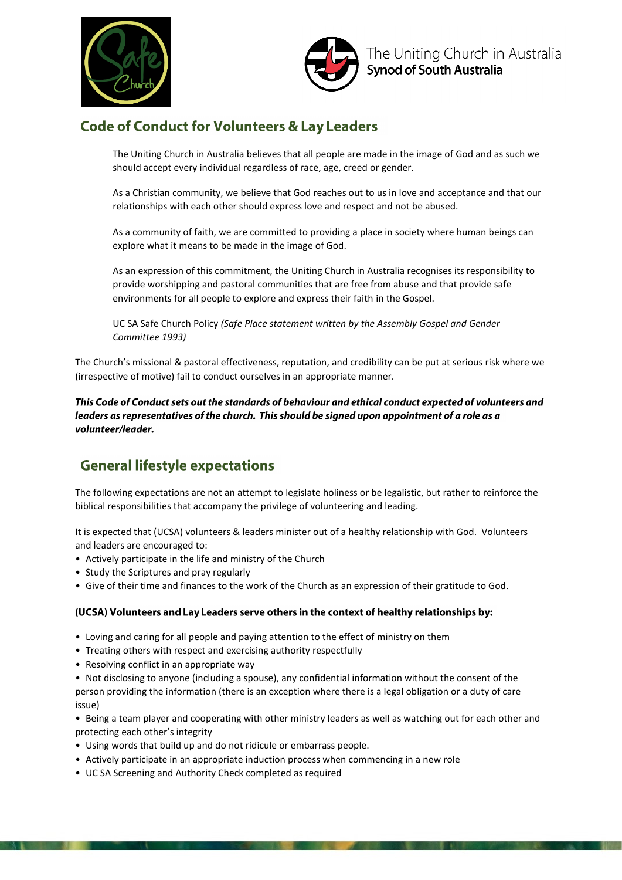The Uniting Church in Australia
**Synod of South Australia**

## Code of Conduct for Volunteers & Lay Leaders

The Uniting Church in Australia believes that all people are made in the image of God and as such we should accept every individual regardless of race, age, creed or gender.

As a Christian community, we believe that God reaches out to us in love and acceptance and that our relationships with each other should express love and respect and not be abused.

As a community of faith, we are committed to providing a place in society where human beings can explore what it means to be made in the image of God.

As an expression of this commitment, the Uniting Church in Australia recognises its responsibility to provide worshipping and pastoral communities that are free from abuse and that provide safe environments for all people to explore and express their faith in the Gospel.

UC SA Safe Church Policy *(Safe Place statement written by the Assembly Gospel and Gender Committee 1993)*

The Church's missional & pastoral effectiveness, reputation, and credibility can be put at serious risk where we (irrespective of motive) fail to conduct ourselves in an appropriate manner.

***This Code of Conduct sets out the standards of behaviour and ethical conduct expected of volunteers and leaders as representatives of the church. This should be signed upon appointment of a role as a volunteer/leader.***

## General lifestyle expectations

The following expectations are not an attempt to legislate holiness or be legalistic, but rather to reinforce the biblical responsibilities that accompany the privilege of volunteering and leading.

It is expected that (UCSA) volunteers & leaders minister out of a healthy relationship with God. Volunteers and leaders are encouraged to:

- Actively participate in the life and ministry of the Church
- Study the Scriptures and pray regularly
- Give of their time and finances to the work of the Church as an expression of their gratitude to God.

**(UCSA) Volunteers and Lay Leaders serve others in the context of healthy relationships by:**

- Loving and caring for all people and paying attention to the effect of ministry on them
- Treating others with respect and exercising authority respectfully
- Resolving conflict in an appropriate way
- Not disclosing to anyone (including a spouse), any confidential information without the consent of the person providing the information (there is an exception where there is a legal obligation or a duty of care issue)
- Being a team player and cooperating with other ministry leaders as well as watching out for each other and protecting each other's integrity
- Using words that build up and do not ridicule or embarrass people.
- Actively participate in an appropriate induction process when commencing in a new role
- UC SA Screening and Authority Check completed as required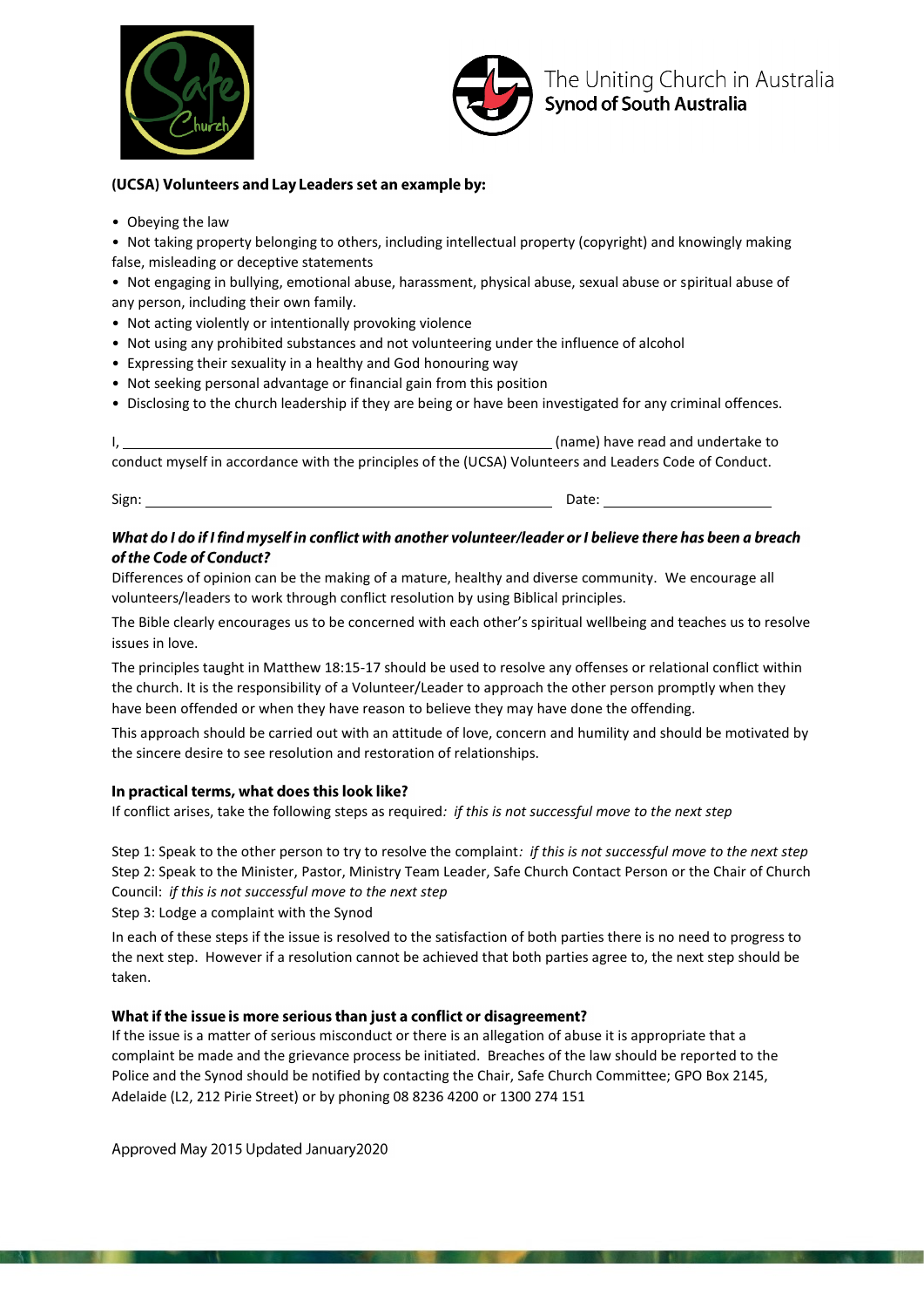The Uniting Church in Australia
**Synod of South Australia**

### (UCSA) Volunteers and Lay Leaders set an example by:

- Obeying the law
- Not taking property belonging to others, including intellectual property (copyright) and knowingly making false, misleading or deceptive statements
- Not engaging in bullying, emotional abuse, harassment, physical abuse, sexual abuse or spiritual abuse of any person, including their own family.
- Not acting violently or intentionally provoking violence
- Not using any prohibited substances and not volunteering under the influence of alcohol
- Expressing their sexuality in a healthy and God honouring way
- Not seeking personal advantage or financial gain from this position
- Disclosing to the church leadership if they are being or have been investigated for any criminal offences.

I, ______________________________________________ (name) have read and undertake to conduct myself in accordance with the principles of the (UCSA) Volunteers and Leaders Code of Conduct.

Sign: ______________________________________________ Date: ____________________

### *What do I do if I find myself in conflict with another volunteer/leader or I believe there has been a breach of the Code of Conduct?*

Differences of opinion can be the making of a mature, healthy and diverse community. We encourage all volunteers/leaders to work through conflict resolution by using Biblical principles.

The Bible clearly encourages us to be concerned with each other's spiritual wellbeing and teaches us to resolve issues in love.

The principles taught in Matthew 18:15-17 should be used to resolve any offenses or relational conflict within the church. It is the responsibility of a Volunteer/Leader to approach the other person promptly when they have been offended or when they have reason to believe they may have done the offending.

This approach should be carried out with an attitude of love, concern and humility and should be motivated by the sincere desire to see resolution and restoration of relationships.

### In practical terms, what does this look like?

If conflict arises, take the following steps as required*: if this is not successful move to the next step*

Step 1: Speak to the other person to try to resolve the complaint*: if this is not successful move to the next step*
Step 2: Speak to the Minister, Pastor, Ministry Team Leader, Safe Church Contact Person or the Chair of Church Council: *if this is not successful move to the next step*
Step 3: Lodge a complaint with the Synod

In each of these steps if the issue is resolved to the satisfaction of both parties there is no need to progress to the next step. However if a resolution cannot be achieved that both parties agree to, the next step should be taken.

### What if the issue is more serious than just a conflict or disagreement?

If the issue is a matter of serious misconduct or there is an allegation of abuse it is appropriate that a complaint be made and the grievance process be initiated. Breaches of the law should be reported to the Police and the Synod should be notified by contacting the Chair, Safe Church Committee; GPO Box 2145, Adelaide (L2, 212 Pirie Street) or by phoning 08 8236 4200 or 1300 274 151

Approved May 2015 Updated January2020